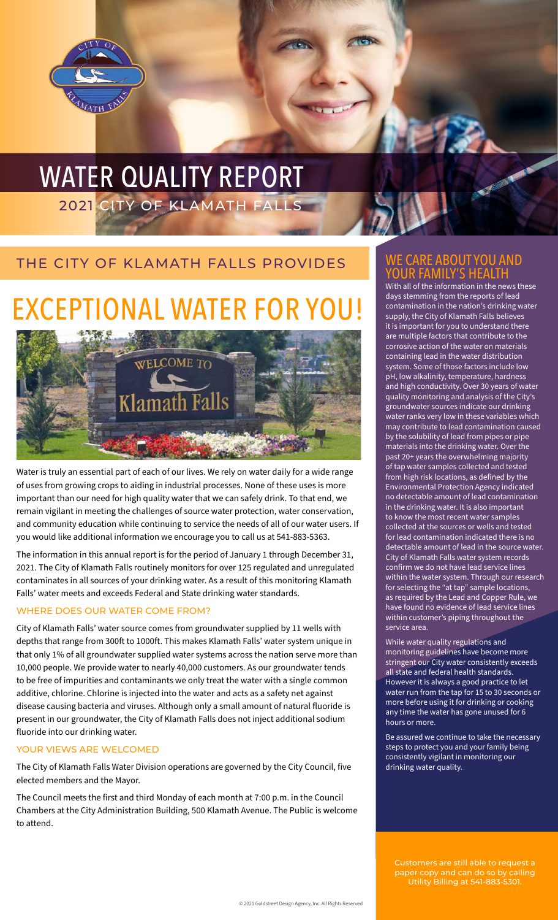# WATER QUALITY REPORT

2021 CITY OF KLAMATH FALLS

## THE CITY OF KLAMATH FALLS PROVIDES

# EXCEPTIONAL WATER FOR YOU!

Water is truly an essential part of each of our lives. We rely on water daily for a wide range of uses from growing crops to aiding in industrial processes. None of these uses is more important than our need for high quality water that we can safely drink. To that end, we remain vigilant in meeting the challenges of source water protection, water conservation, and community education while continuing to service the needs of all of our water users. If you would like additional information we encourage you to call us at 541-883-5363.

The information in this annual report is for the period of January 1 through December 31, 2021. The City of Klamath Falls routinely monitors for over 125 regulated and unregulated contaminates in all sources of your drinking water. As a result of this monitoring Klamath Falls' water meets and exceeds Federal and State drinking water standards.

### WHERE DOES OUR WATER COME FROM?

City of Klamath Falls' water source comes from groundwater supplied by 11 wells with depths that range from 300ft to 1000ft. This makes Klamath Falls' water system unique in that only 1% of all groundwater supplied water systems across the nation serve more than 10,000 people. We provide water to nearly 40,000 customers. As our groundwater tends to be free of impurities and contaminants we only treat the water with a single common additive, chlorine. Chlorine is injected into the water and acts as a safety net against disease causing bacteria and viruses. Although only a small amount of natural fluoride is present in our groundwater, the City of Klamath Falls does not inject additional sodium fluoride into our drinking water.

### YOUR VIEWS ARE WELCOMED

The City of Klamath Falls Water Division operations are governed by the City Council, five elected members and the Mayor.

The Council meets the first and third Monday of each month at 7:00 p.m. in the Council Chambers at the City Administration Building, 500 Klamath Avenue. The Public is welcome to attend.

## WE CARE ABOUT YOU AND YOUR FAMILY'S HEALTH

With all of the information in the news these days stemming from the reports of lead contamination in the nation's drinking water supply, the City of Klamath Falls believes it is important for you to understand there are multiple factors that contribute to the corrosive action of the water on materials containing lead in the water distribution system. Some of those factors include low pH, low alkalinity, temperature, hardness and high conductivity. Over 30 years of water quality monitoring and analysis of the City's groundwater sources indicate our drinking water ranks very low in these variables which may contribute to lead contamination caused by the solubility of lead from pipes or pipe materials into the drinking water. Over the past 20+ years the overwhelming majority of tap water samples collected and tested from high risk locations, as defined by the Environmental Protection Agency indicated no detectable amount of lead contamination in the drinking water. It is also important to know the most recent water samples collected at the sources or wells and tested for lead contamination indicated there is no detectable amount of lead in the source water. City of Klamath Falls water system records confirm we do not have lead service lines within the water system. Through our research for selecting the "at tap" sample locations, as required by the Lead and Copper Rule, we have found no evidence of lead service lines within customer's piping throughout the service area.

While water quality regulations and monitoring guidelines have become more stringent our City water consistently exceeds all state and federal health standards. However it is always a good practice to let water run from the tap for 15 to 30 seconds or more before using it for drinking or cooking any time the water has gone unused for 6 hours or more.

Be assured we continue to take the necessary steps to protect you and your family being consistently vigilant in monitoring our drinking water quality.

Customers are still able to request a paper copy and can do so by calling Utility Billing at 541-883-5301.

© 2021 Goldstreet Design Agency, Inc. All Rights Reserved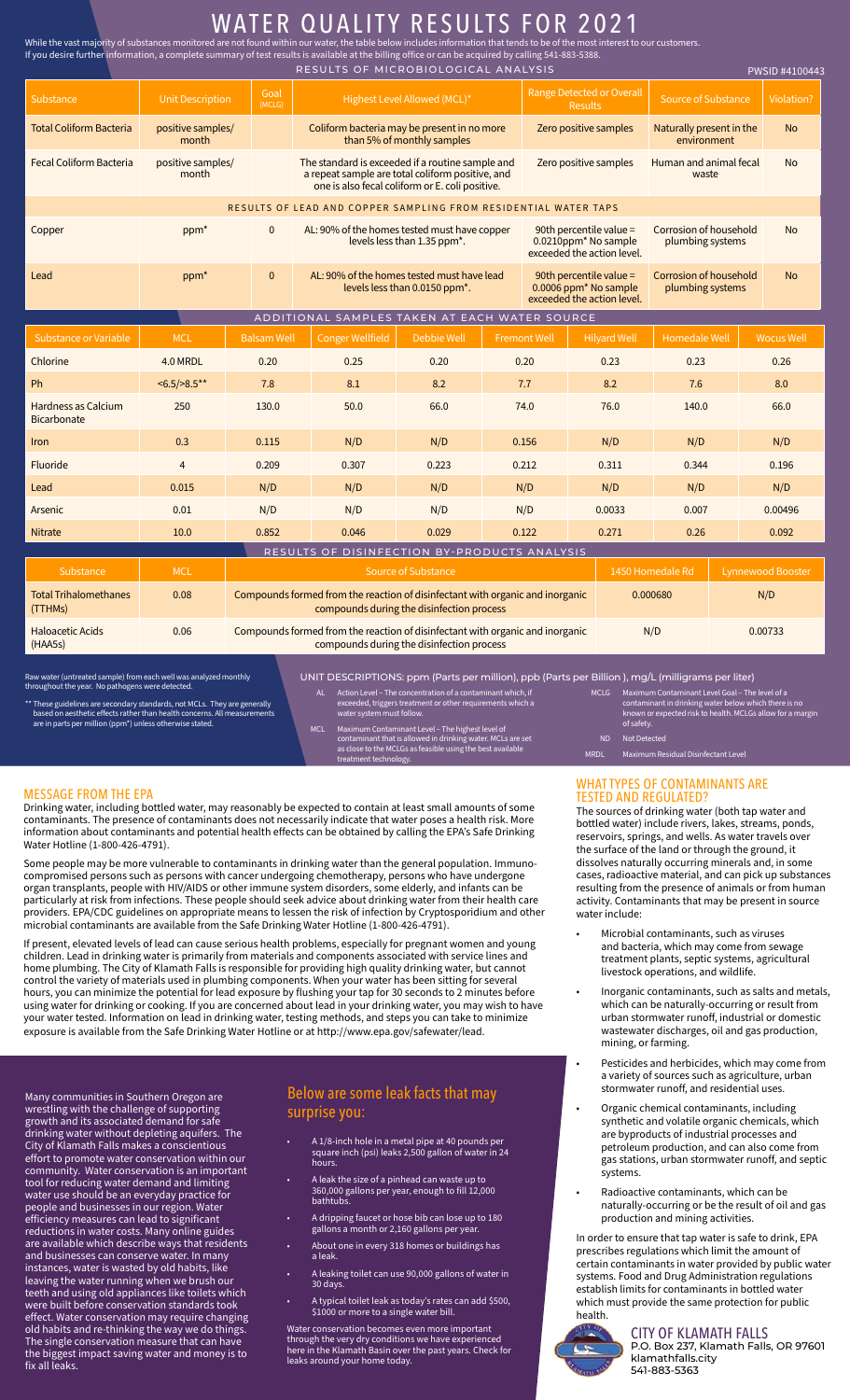# WATER QUALITY RESULTS FOR 2021

While the vast majority of substances monitored are not found within our water, the table below includes information that tends to be of the most interest to our customers. If you desire further information, a complete summary of test results is available at the billing office or can be acquired by calling 541-883-5388.

PWSID #4100443

## RESULTS OF MICROBIOLOGICAL ANALYSIS

| Substance | Unit Description | Goal (MCLG) | Highest Level Allowed (MCL)* | Range Detected or Overall Results | Source of Substance | Violation? |
|---|---|---|---|---|---|---|
| Total Coliform Bacteria | positive samples/ month | | Coliform bacteria may be present in no more than 5% of monthly samples | Zero positive samples | Naturally present in the environment | No |
| Fecal Coliform Bacteria | positive samples/ month | | The standard is exceeded if a routine sample and a repeat sample are total coliform positive, and one is also fecal coliform or E. coli positive. | Zero positive samples | Human and animal fecal waste | No |
| **RESULTS OF LEAD AND COPPER SAMPLING FROM RESIDENTIAL WATER TAPS** | | | | | | |
| Copper | ppm* | 0 | AL: 90% of the homes tested must have copper levels less than 1.35 ppm*. | 90th percentile value = 0.0210ppm* No sample exceeded the action level. | Corrosion of household plumbing systems | No |
| Lead | ppm* | 0 | AL: 90% of the homes tested must have lead levels less than 0.0150 ppm*. | 90th percentile value = 0.0006 ppm* No sample exceeded the action level. | Corrosion of household plumbing systems | No |

## ADDITIONAL SAMPLES TAKEN AT EACH WATER SOURCE

| Substance or Variable | MCL | Balsam Well | Conger Wellfield | Debbie Well | Fremont Well | Hilyard Well | Homedale Well | Wocus Well |
|---|---|---|---|---|---|---|---|---|
| Chlorine | 4.0 MRDL | 0.20 | 0.25 | 0.20 | 0.20 | 0.23 | 0.23 | 0.26 |
| Ph | <6.5/>8.5** | 7.8 | 8.1 | 8.2 | 7.7 | 8.2 | 7.6 | 8.0 |
| Hardness as Calcium Bicarbonate | 250 | 130.0 | 50.0 | 66.0 | 74.0 | 76.0 | 140.0 | 66.0 |
| Iron | 0.3 | 0.115 | N/D | N/D | 0.156 | N/D | N/D | N/D |
| Fluoride | 4 | 0.209 | 0.307 | 0.223 | 0.212 | 0.311 | 0.344 | 0.196 |
| Lead | 0.015 | N/D | N/D | N/D | N/D | N/D | N/D | N/D |
| Arsenic | 0.01 | N/D | N/D | N/D | N/D | 0.0033 | 0.007 | 0.00496 |
| Nitrate | 10.0 | 0.852 | 0.046 | 0.029 | 0.122 | 0.271 | 0.26 | 0.092 |

## RESULTS OF DISINFECTION BY-PRODUCTS ANALYSIS

| Substance | MCL | Source of Substance | 1450 Homedale Rd | Lynnewood Booster |
|---|---|---|---|---|
| Total Trihalomethanes (TTHMs) | 0.08 | Compounds formed from the reaction of disinfectant with organic and inorganic compounds during the disinfection process | 0.000680 | N/D |
| Haloacetic Acids (HAA5s) | 0.06 | Compounds formed from the reaction of disinfectant with organic and inorganic compounds during the disinfection process | N/D | 0.00733 |

Raw water (untreated sample) from each well was analyzed monthly throughout the year. No pathogens were detected.

** These guidelines are secondary standards, not MCLs. They are generally based on aesthetic effects rather than health concerns. All measurements are in parts per million (ppm*) unless otherwise stated.

UNIT DESCRIPTIONS: ppm (Parts per million), ppb (Parts per Billion ), mg/L (milligrams per liter)

- **AL** Action Level – The concentration of a contaminant which, if exceeded, triggers treatment or other requirements which a water system must follow.
- **MCL** Maximum Contaminant Level – The highest level of contaminant that is allowed in drinking water. MCLs are set as close to the MCLGs as feasible using the best available treatment technology.
- **MCLG** Maximum Contaminant Level Goal – The level of a contaminant in drinking water below which there is no known or expected risk to health. MCLGs allow for a margin of safety.
- **ND** Not Detected
- **MRDL** Maximum Residual Disinfectant Level

## MESSAGE FROM THE EPA

Drinking water, including bottled water, may reasonably be expected to contain at least small amounts of some contaminants. The presence of contaminants does not necessarily indicate that water poses a health risk. More information about contaminants and potential health effects can be obtained by calling the EPA's Safe Drinking Water Hotline (1-800-426-4791).

Some people may be more vulnerable to contaminants in drinking water than the general population. Immuno-compromised persons such as persons with cancer undergoing chemotherapy, persons who have undergone organ transplants, people with HIV/AIDS or other immune system disorders, some elderly, and infants can be particularly at risk from infections. These people should seek advice about drinking water from their health care providers. EPA/CDC guidelines on appropriate means to lessen the risk of infection by Cryptosporidium and other microbial contaminants are available from the Safe Drinking Water Hotline (1-800-426-4791).

If present, elevated levels of lead can cause serious health problems, especially for pregnant women and young children. Lead in drinking water is primarily from materials and components associated with service lines and home plumbing. The City of Klamath Falls is responsible for providing high quality drinking water, but cannot control the variety of materials used in plumbing components. When your water has been sitting for several hours, you can minimize the potential for lead exposure by flushing your tap for 30 seconds to 2 minutes before using water for drinking or cooking. If you are concerned about lead in your drinking water, you may wish to have your water tested. Information on lead in drinking water, testing methods, and steps you can take to minimize exposure is available from the Safe Drinking Water Hotline or at http://www.epa.gov/safewater/lead.

## WHAT TYPES OF CONTAMINANTS ARE TESTED AND REGULATED?

The sources of drinking water (both tap water and bottled water) include rivers, lakes, streams, ponds, reservoirs, springs, and wells. As water travels over the surface of the land or through the ground, it dissolves naturally occurring minerals and, in some cases, radioactive material, and can pick up substances resulting from the presence of animals or from human activity. Contaminants that may be present in source water include:

- Microbial contaminants, such as viruses and bacteria, which may come from sewage treatment plants, septic systems, agricultural livestock operations, and wildlife.
- Inorganic contaminants, such as salts and metals, which can be naturally-occurring or result from urban stormwater runoff, industrial or domestic wastewater discharges, oil and gas production, mining, or farming.
- Pesticides and herbicides, which may come from a variety of sources such as agriculture, urban stormwater runoff, and residential uses.
- Organic chemical contaminants, including synthetic and volatile organic chemicals, which are byproducts of industrial processes and petroleum production, and can also come from gas stations, urban stormwater runoff, and septic systems.
- Radioactive contaminants, which can be naturally-occurring or be the result of oil and gas production and mining activities.

In order to ensure that tap water is safe to drink, EPA prescribes regulations which limit the amount of certain contaminants in water provided by public water systems. Food and Drug Administration regulations establish limits for contaminants in bottled water which must provide the same protection for public health.

Many communities in Southern Oregon are wrestling with the challenge of supporting growth and its associated demand for safe drinking water without depleting aquifers. The City of Klamath Falls makes a conscientious effort to promote water conservation within our community. Water conservation is an important tool for reducing water demand and limiting water use should be an everyday practice for people and businesses in our region. Water efficiency measures can lead to significant reductions in water costs. Many online guides are available which describe ways that residents and businesses can conserve water. In many instances, water is wasted by old habits, like leaving the water running when we brush our teeth and using old appliances like toilets which were built before conservation standards took effect. Water conservation may require changing old habits and re-thinking the way we do things. The single conservation measure that can have the biggest impact saving water and money is to fix all leaks.

## Below are some leak facts that may surprise you:

- A 1/8-inch hole in a metal pipe at 40 pounds per square inch (psi) leaks 2,500 gallon of water in 24 hours.
- A leak the size of a pinhead can waste up to 360,000 gallons per year, enough to fill 12,000 bathtubs.
- A dripping faucet or hose bib can lose up to 180 gallons a month or 2,160 gallons per year.
- About one in every 318 homes or buildings has a leak.
- A leaking toilet can use 90,000 gallons of water in 30 days.
- A typical toilet leak as today's rates can add $500, $1000 or more to a single water bill.

Water conservation becomes even more important through the very dry conditions we have experienced here in the Klamath Basin over the past years. Check for leaks around your home today.

**CITY OF KLAMATH FALLS**
P.O. Box 237, Klamath Falls, OR 97601
klamathfalls.city
541-883-5363